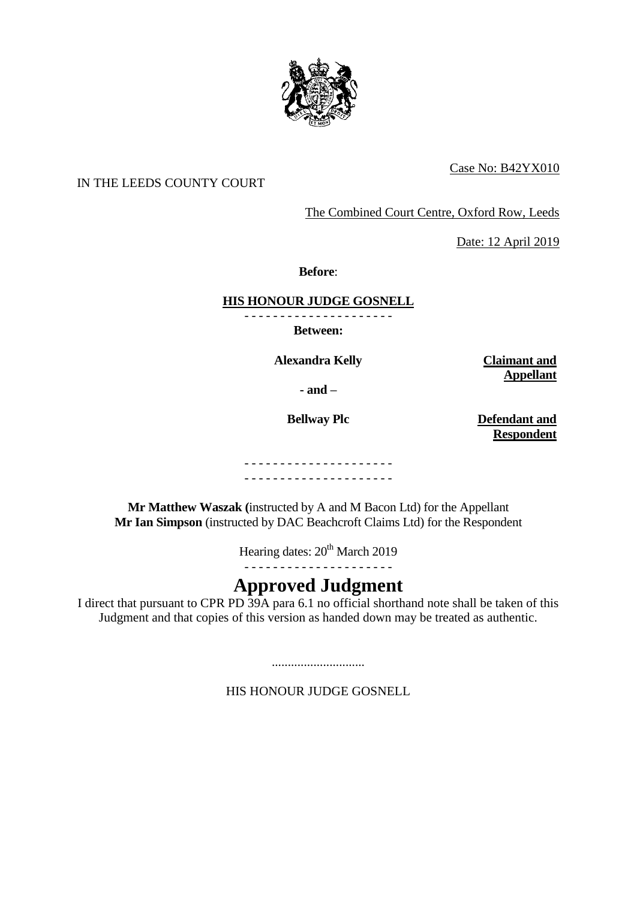Case No: B42YX010

IN THE LEEDS COUNTY COURT

The Combined Court Centre, Oxford Row, Leeds

Date: 12 April 2019

**Before**:

**HIS HONOUR JUDGE GOSNELL**

- - - - - - - - - - - - - - - - - - - - -

**Between:**

| | |
|---|---|
| **Alexandra Kelly** | **Claimant and Appellant** |
| **- and –** | |
| **Bellway Plc** | **Defendant and Respondent** |

- - - - - - - - - - - - - - - - - - - - -
- - - - - - - - - - - - - - - - - - - - -

**Mr Matthew Waszak (**instructed by A and M Bacon Ltd) for the Appellant
**Mr Ian Simpson** (instructed by DAC Beachcroft Claims Ltd) for the Respondent

Hearing dates: 20th March 2019

- - - - - - - - - - - - - - - - - - - - -

# Approved Judgment

I direct that pursuant to CPR PD 39A para 6.1 no official shorthand note shall be taken of this Judgment and that copies of this version as handed down may be treated as authentic.

.............................

HIS HONOUR JUDGE GOSNELL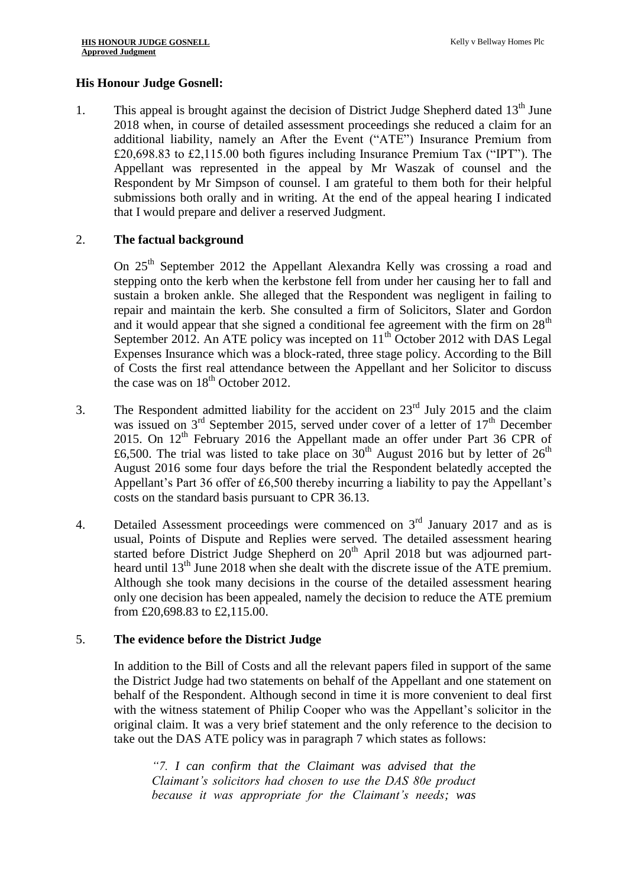**His Honour Judge Gosnell:**

1. This appeal is brought against the decision of District Judge Shepherd dated 13th June 2018 when, in course of detailed assessment proceedings she reduced a claim for an additional liability, namely an After the Event ("ATE") Insurance Premium from £20,698.83 to £2,115.00 both figures including Insurance Premium Tax ("IPT"). The Appellant was represented in the appeal by Mr Waszak of counsel and the Respondent by Mr Simpson of counsel. I am grateful to them both for their helpful submissions both orally and in writing. At the end of the appeal hearing I indicated that I would prepare and deliver a reserved Judgment.

2. **The factual background**

   On 25th September 2012 the Appellant Alexandra Kelly was crossing a road and stepping onto the kerb when the kerbstone fell from under her causing her to fall and sustain a broken ankle. She alleged that the Respondent was negligent in failing to repair and maintain the kerb. She consulted a firm of Solicitors, Slater and Gordon and it would appear that she signed a conditional fee agreement with the firm on 28th September 2012. An ATE policy was incepted on 11th October 2012 with DAS Legal Expenses Insurance which was a block-rated, three stage policy. According to the Bill of Costs the first real attendance between the Appellant and her Solicitor to discuss the case was on 18th October 2012.

3. The Respondent admitted liability for the accident on 23rd July 2015 and the claim was issued on 3rd September 2015, served under cover of a letter of 17th December 2015. On 12th February 2016 the Appellant made an offer under Part 36 CPR of £6,500. The trial was listed to take place on 30th August 2016 but by letter of 26th August 2016 some four days before the trial the Respondent belatedly accepted the Appellant's Part 36 offer of £6,500 thereby incurring a liability to pay the Appellant's costs on the standard basis pursuant to CPR 36.13.

4. Detailed Assessment proceedings were commenced on 3rd January 2017 and as is usual, Points of Dispute and Replies were served. The detailed assessment hearing started before District Judge Shepherd on 20th April 2018 but was adjourned part-heard until 13th June 2018 when she dealt with the discrete issue of the ATE premium. Although she took many decisions in the course of the detailed assessment hearing only one decision has been appealed, namely the decision to reduce the ATE premium from £20,698.83 to £2,115.00.

5. **The evidence before the District Judge**

   In addition to the Bill of Costs and all the relevant papers filed in support of the same the District Judge had two statements on behalf of the Appellant and one statement on behalf of the Respondent. Although second in time it is more convenient to deal first with the witness statement of Philip Cooper who was the Appellant's solicitor in the original claim. It was a very brief statement and the only reference to the decision to take out the DAS ATE policy was in paragraph 7 which states as follows:

   > *"7. I can confirm that the Claimant was advised that the Claimant's solicitors had chosen to use the DAS 80e product because it was appropriate for the Claimant's needs; was*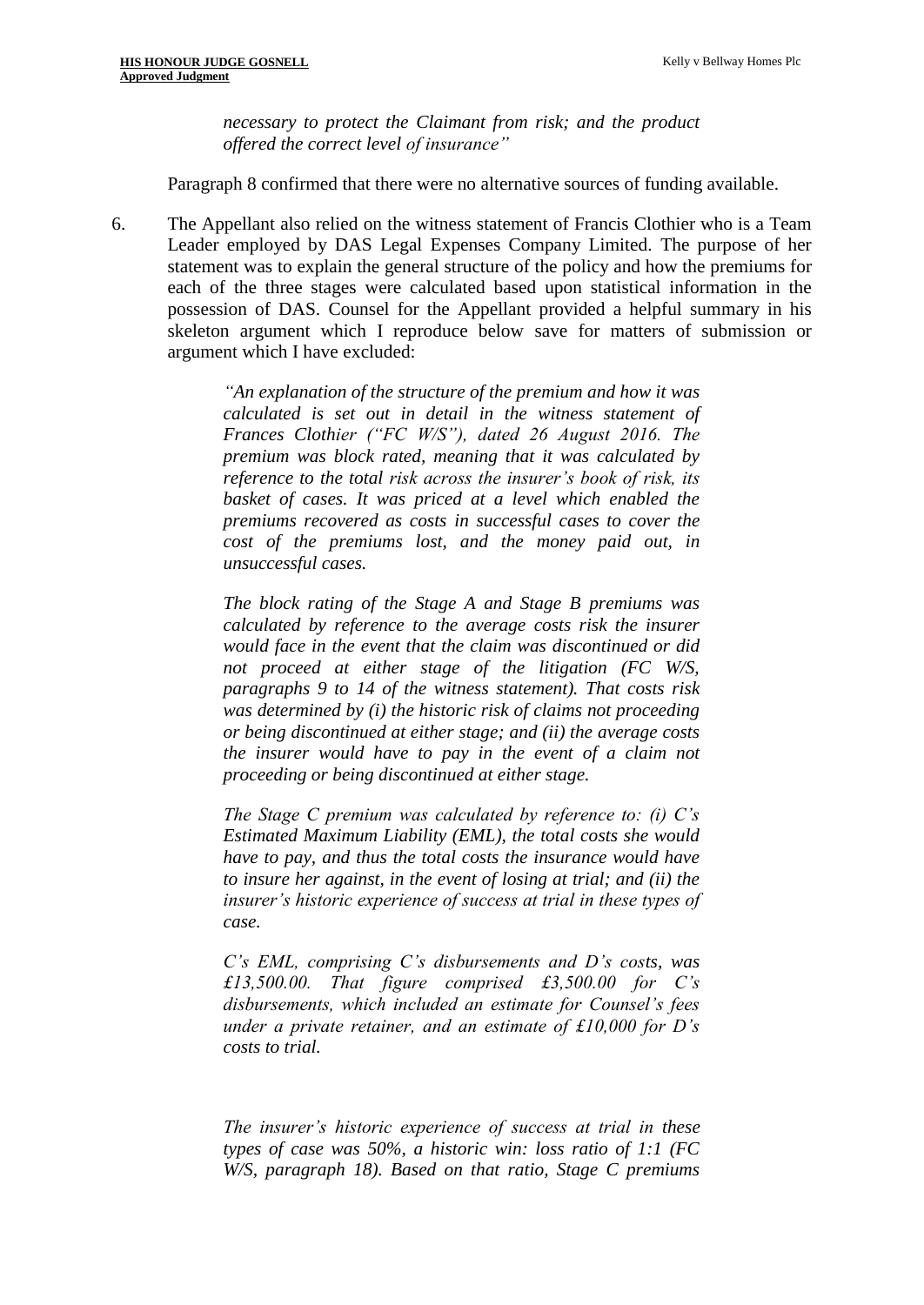> *necessary to protect the Claimant from risk; and the product offered the correct level of insurance"*

Paragraph 8 confirmed that there were no alternative sources of funding available.

6. The Appellant also relied on the witness statement of Francis Clothier who is a Team Leader employed by DAS Legal Expenses Company Limited. The purpose of her statement was to explain the general structure of the policy and how the premiums for each of the three stages were calculated based upon statistical information in the possession of DAS. Counsel for the Appellant provided a helpful summary in his skeleton argument which I reproduce below save for matters of submission or argument which I have excluded:

> *"An explanation of the structure of the premium and how it was calculated is set out in detail in the witness statement of Frances Clothier ("FC W/S"), dated 26 August 2016. The premium was block rated, meaning that it was calculated by reference to the total risk across the insurer's book of risk, its basket of cases. It was priced at a level which enabled the premiums recovered as costs in successful cases to cover the cost of the premiums lost, and the money paid out, in unsuccessful cases.*
>
> *The block rating of the Stage A and Stage B premiums was calculated by reference to the average costs risk the insurer would face in the event that the claim was discontinued or did not proceed at either stage of the litigation (FC W/S, paragraphs 9 to 14 of the witness statement). That costs risk was determined by (i) the historic risk of claims not proceeding or being discontinued at either stage; and (ii) the average costs the insurer would have to pay in the event of a claim not proceeding or being discontinued at either stage.*
>
> *The Stage C premium was calculated by reference to: (i) C's Estimated Maximum Liability (EML), the total costs she would have to pay, and thus the total costs the insurance would have to insure her against, in the event of losing at trial; and (ii) the insurer's historic experience of success at trial in these types of case.*
>
> *C's EML, comprising C's disbursements and D's costs, was £13,500.00. That figure comprised £3,500.00 for C's disbursements, which included an estimate for Counsel's fees under a private retainer, and an estimate of £10,000 for D's costs to trial.*
>
> *The insurer's historic experience of success at trial in these types of case was 50%, a historic win: loss ratio of 1:1 (FC W/S, paragraph 18). Based on that ratio, Stage C premiums*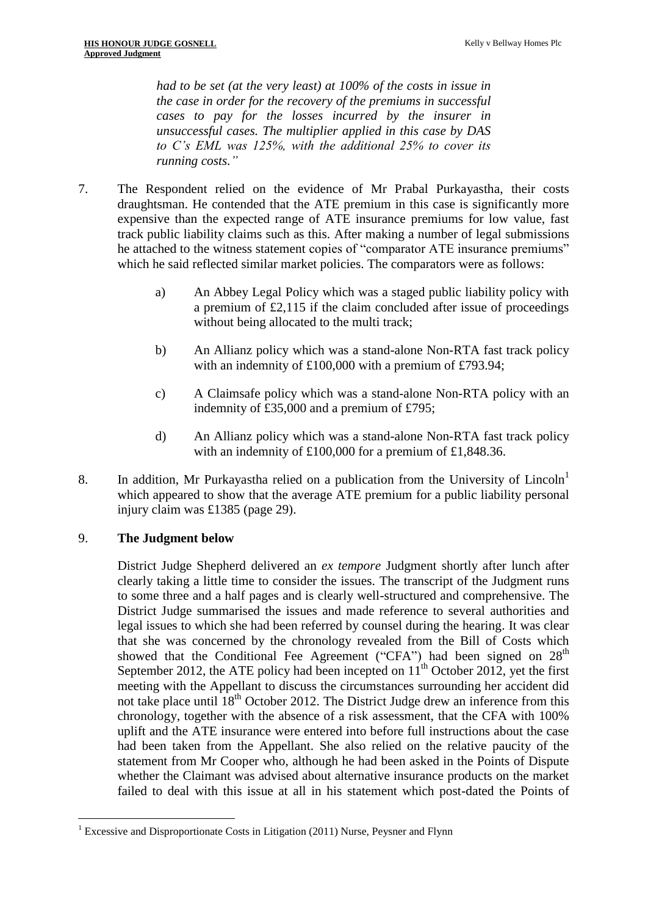*had to be set (at the very least) at 100% of the costs in issue in the case in order for the recovery of the premiums in successful cases to pay for the losses incurred by the insurer in unsuccessful cases. The multiplier applied in this case by DAS to C's EML was 125%, with the additional 25% to cover its running costs."*

7. The Respondent relied on the evidence of Mr Prabal Purkayastha, their costs draughtsman. He contended that the ATE premium in this case is significantly more expensive than the expected range of ATE insurance premiums for low value, fast track public liability claims such as this. After making a number of legal submissions he attached to the witness statement copies of "comparator ATE insurance premiums" which he said reflected similar market policies. The comparators were as follows:

   a) An Abbey Legal Policy which was a staged public liability policy with a premium of £2,115 if the claim concluded after issue of proceedings without being allocated to the multi track;

   b) An Allianz policy which was a stand-alone Non-RTA fast track policy with an indemnity of £100,000 with a premium of £793.94;

   c) A Claimsafe policy which was a stand-alone Non-RTA policy with an indemnity of £35,000 and a premium of £795;

   d) An Allianz policy which was a stand-alone Non-RTA fast track policy with an indemnity of £100,000 for a premium of £1,848.36.

8. In addition, Mr Purkayastha relied on a publication from the University of Lincoln[1] which appeared to show that the average ATE premium for a public liability personal injury claim was £1385 (page 29).

9. **The Judgment below**

   District Judge Shepherd delivered an *ex tempore* Judgment shortly after lunch after clearly taking a little time to consider the issues. The transcript of the Judgment runs to some three and a half pages and is clearly well-structured and comprehensive. The District Judge summarised the issues and made reference to several authorities and legal issues to which she had been referred by counsel during the hearing. It was clear that she was concerned by the chronology revealed from the Bill of Costs which showed that the Conditional Fee Agreement ("CFA") had been signed on 28th September 2012, the ATE policy had been incepted on 11th October 2012, yet the first meeting with the Appellant to discuss the circumstances surrounding her accident did not take place until 18th October 2012. The District Judge drew an inference from this chronology, together with the absence of a risk assessment, that the CFA with 100% uplift and the ATE insurance were entered into before full instructions about the case had been taken from the Appellant. She also relied on the relative paucity of the statement from Mr Cooper who, although he had been asked in the Points of Dispute whether the Claimant was advised about alternative insurance products on the market failed to deal with this issue at all in his statement which post-dated the Points of

[1] Excessive and Disproportionate Costs in Litigation (2011) Nurse, Peysner and Flynn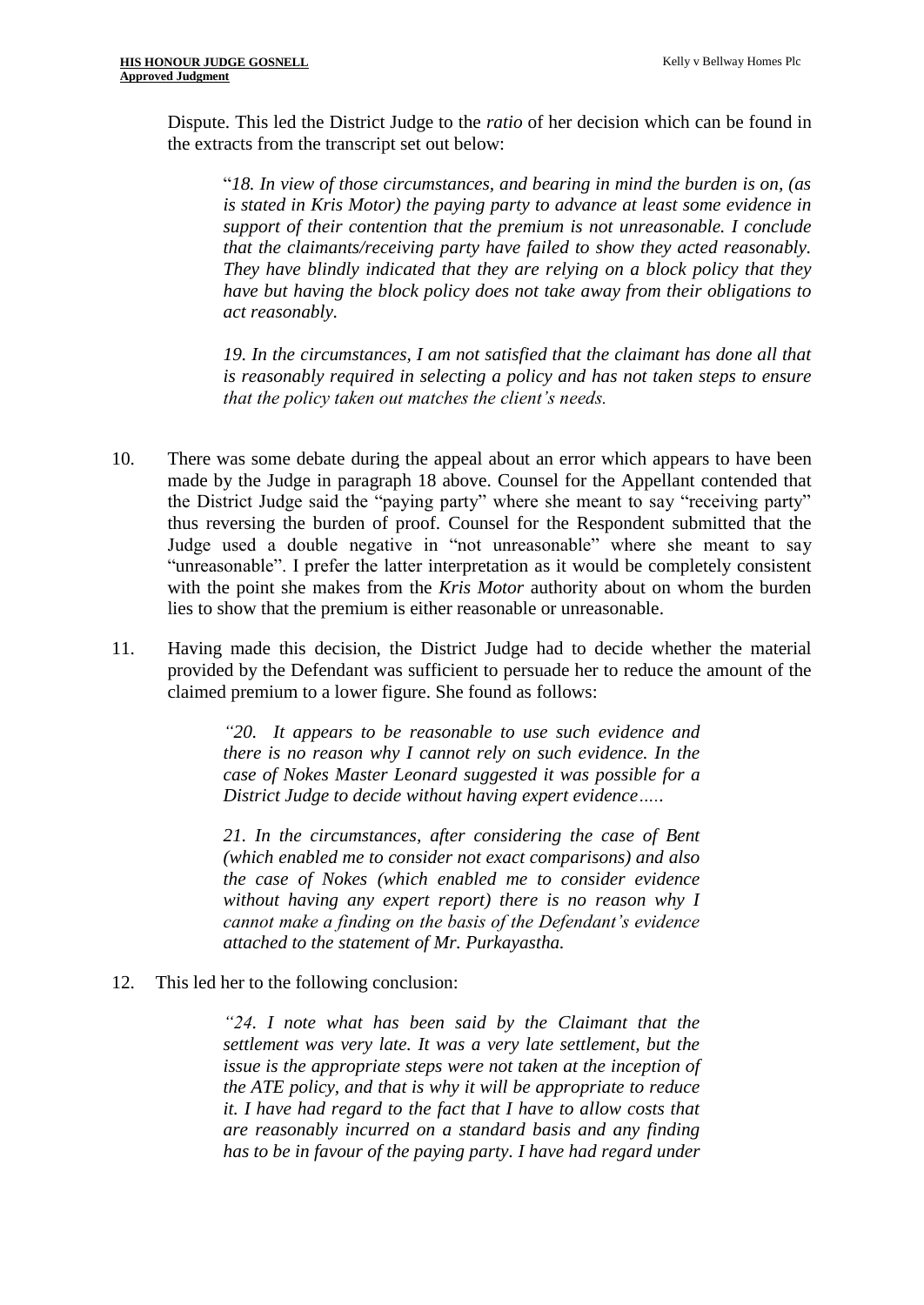Dispute. This led the District Judge to the *ratio* of her decision which can be found in the extracts from the transcript set out below:

> "*18. In view of those circumstances, and bearing in mind the burden is on, (as is stated in Kris Motor) the paying party to advance at least some evidence in support of their contention that the premium is not unreasonable. I conclude that the claimants/receiving party have failed to show they acted reasonably. They have blindly indicated that they are relying on a block policy that they have but having the block policy does not take away from their obligations to act reasonably.*
>
> *19. In the circumstances, I am not satisfied that the claimant has done all that is reasonably required in selecting a policy and has not taken steps to ensure that the policy taken out matches the client's needs.*

10. There was some debate during the appeal about an error which appears to have been made by the Judge in paragraph 18 above. Counsel for the Appellant contended that the District Judge said the "paying party" where she meant to say "receiving party" thus reversing the burden of proof. Counsel for the Respondent submitted that the Judge used a double negative in "not unreasonable" where she meant to say "unreasonable". I prefer the latter interpretation as it would be completely consistent with the point she makes from the *Kris Motor* authority about on whom the burden lies to show that the premium is either reasonable or unreasonable.

11. Having made this decision, the District Judge had to decide whether the material provided by the Defendant was sufficient to persuade her to reduce the amount of the claimed premium to a lower figure. She found as follows:

> *"20. It appears to be reasonable to use such evidence and there is no reason why I cannot rely on such evidence. In the case of Nokes Master Leonard suggested it was possible for a District Judge to decide without having expert evidence…..*
>
> *21. In the circumstances, after considering the case of Bent (which enabled me to consider not exact comparisons) and also the case of Nokes (which enabled me to consider evidence without having any expert report) there is no reason why I cannot make a finding on the basis of the Defendant's evidence attached to the statement of Mr. Purkayastha.*

12. This led her to the following conclusion:

> *"24. I note what has been said by the Claimant that the settlement was very late. It was a very late settlement, but the issue is the appropriate steps were not taken at the inception of the ATE policy, and that is why it will be appropriate to reduce it. I have had regard to the fact that I have to allow costs that are reasonably incurred on a standard basis and any finding has to be in favour of the paying party. I have had regard under*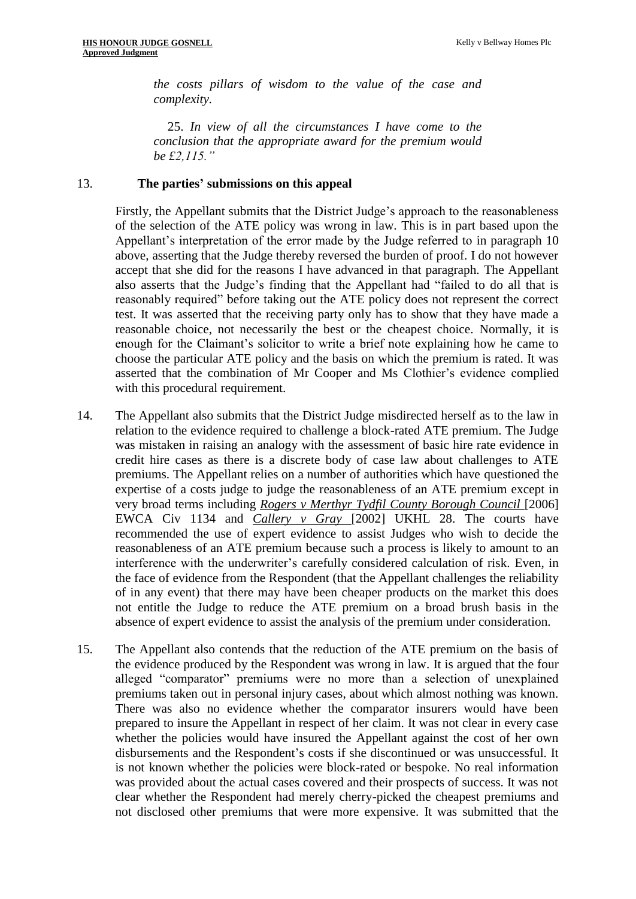*the costs pillars of wisdom to the value of the case and complexity.*

> 25. *In view of all the circumstances I have come to the conclusion that the appropriate award for the premium would be £2,115."*

13. **The parties' submissions on this appeal**

Firstly, the Appellant submits that the District Judge's approach to the reasonableness of the selection of the ATE policy was wrong in law. This is in part based upon the Appellant's interpretation of the error made by the Judge referred to in paragraph 10 above, asserting that the Judge thereby reversed the burden of proof. I do not however accept that she did for the reasons I have advanced in that paragraph. The Appellant also asserts that the Judge's finding that the Appellant had "failed to do all that is reasonably required" before taking out the ATE policy does not represent the correct test. It was asserted that the receiving party only has to show that they have made a reasonable choice, not necessarily the best or the cheapest choice. Normally, it is enough for the Claimant's solicitor to write a brief note explaining how he came to choose the particular ATE policy and the basis on which the premium is rated. It was asserted that the combination of Mr Cooper and Ms Clothier's evidence complied with this procedural requirement.

14. The Appellant also submits that the District Judge misdirected herself as to the law in relation to the evidence required to challenge a block-rated ATE premium. The Judge was mistaken in raising an analogy with the assessment of basic hire rate evidence in credit hire cases as there is a discrete body of case law about challenges to ATE premiums. The Appellant relies on a number of authorities which have questioned the expertise of a costs judge to judge the reasonableness of an ATE premium except in very broad terms including *Rogers v Merthyr Tydfil County Borough Council* [2006] EWCA Civ 1134 and *Callery v Gray* [2002] UKHL 28. The courts have recommended the use of expert evidence to assist Judges who wish to decide the reasonableness of an ATE premium because such a process is likely to amount to an interference with the underwriter's carefully considered calculation of risk. Even, in the face of evidence from the Respondent (that the Appellant challenges the reliability of in any event) that there may have been cheaper products on the market this does not entitle the Judge to reduce the ATE premium on a broad brush basis in the absence of expert evidence to assist the analysis of the premium under consideration.

15. The Appellant also contends that the reduction of the ATE premium on the basis of the evidence produced by the Respondent was wrong in law. It is argued that the four alleged "comparator" premiums were no more than a selection of unexplained premiums taken out in personal injury cases, about which almost nothing was known. There was also no evidence whether the comparator insurers would have been prepared to insure the Appellant in respect of her claim. It was not clear in every case whether the policies would have insured the Appellant against the cost of her own disbursements and the Respondent's costs if she discontinued or was unsuccessful. It is not known whether the policies were block-rated or bespoke. No real information was provided about the actual cases covered and their prospects of success. It was not clear whether the Respondent had merely cherry-picked the cheapest premiums and not disclosed other premiums that were more expensive. It was submitted that the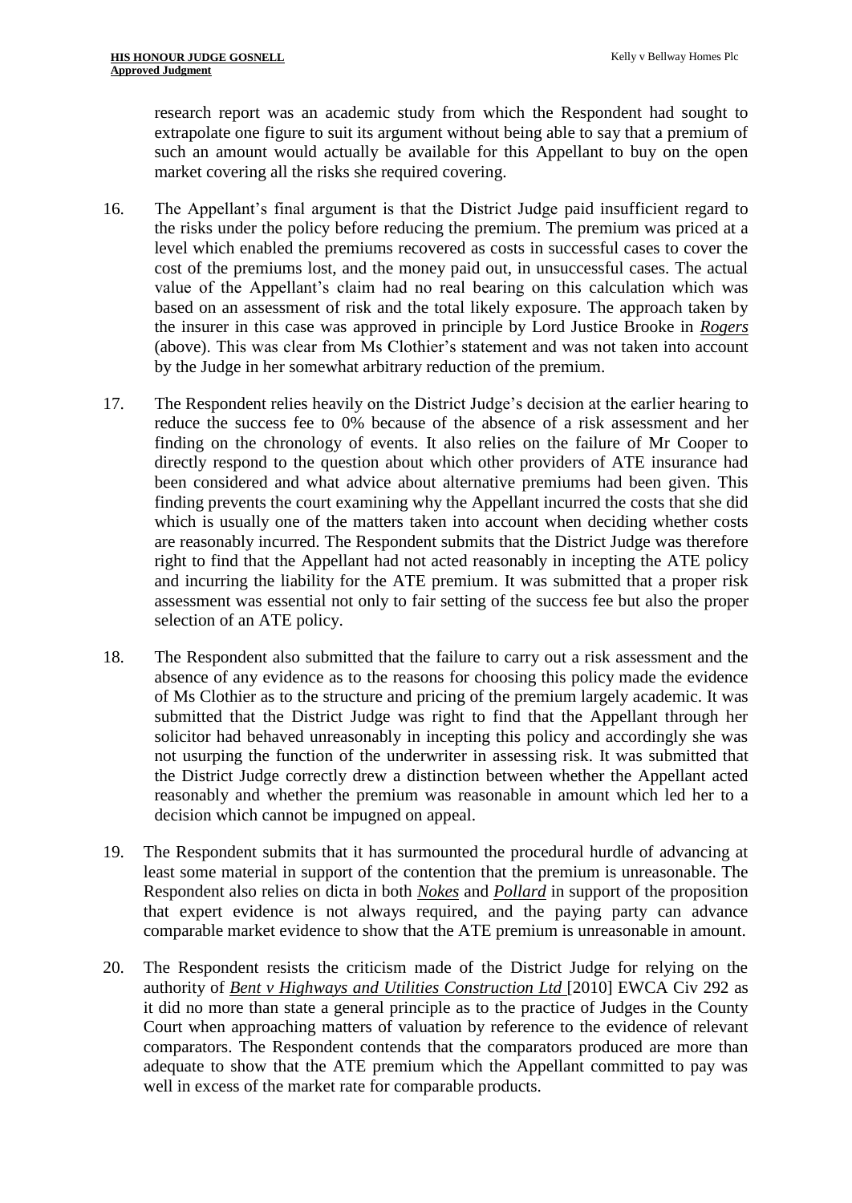research report was an academic study from which the Respondent had sought to extrapolate one figure to suit its argument without being able to say that a premium of such an amount would actually be available for this Appellant to buy on the open market covering all the risks she required covering.

16. The Appellant's final argument is that the District Judge paid insufficient regard to the risks under the policy before reducing the premium. The premium was priced at a level which enabled the premiums recovered as costs in successful cases to cover the cost of the premiums lost, and the money paid out, in unsuccessful cases. The actual value of the Appellant's claim had no real bearing on this calculation which was based on an assessment of risk and the total likely exposure. The approach taken by the insurer in this case was approved in principle by Lord Justice Brooke in ***Rogers*** (above). This was clear from Ms Clothier's statement and was not taken into account by the Judge in her somewhat arbitrary reduction of the premium.

17. The Respondent relies heavily on the District Judge's decision at the earlier hearing to reduce the success fee to 0% because of the absence of a risk assessment and her finding on the chronology of events. It also relies on the failure of Mr Cooper to directly respond to the question about which other providers of ATE insurance had been considered and what advice about alternative premiums had been given. This finding prevents the court examining why the Appellant incurred the costs that she did which is usually one of the matters taken into account when deciding whether costs are reasonably incurred. The Respondent submits that the District Judge was therefore right to find that the Appellant had not acted reasonably in incepting the ATE policy and incurring the liability for the ATE premium. It was submitted that a proper risk assessment was essential not only to fair setting of the success fee but also the proper selection of an ATE policy.

18. The Respondent also submitted that the failure to carry out a risk assessment and the absence of any evidence as to the reasons for choosing this policy made the evidence of Ms Clothier as to the structure and pricing of the premium largely academic. It was submitted that the District Judge was right to find that the Appellant through her solicitor had behaved unreasonably in incepting this policy and accordingly she was not usurping the function of the underwriter in assessing risk. It was submitted that the District Judge correctly drew a distinction between whether the Appellant acted reasonably and whether the premium was reasonable in amount which led her to a decision which cannot be impugned on appeal.

19. The Respondent submits that it has surmounted the procedural hurdle of advancing at least some material in support of the contention that the premium is unreasonable. The Respondent also relies on dicta in both ***Nokes*** and ***Pollard*** in support of the proposition that expert evidence is not always required, and the paying party can advance comparable market evidence to show that the ATE premium is unreasonable in amount.

20. The Respondent resists the criticism made of the District Judge for relying on the authority of ***Bent v Highways and Utilities Construction Ltd*** [2010] EWCA Civ 292 as it did no more than state a general principle as to the practice of Judges in the County Court when approaching matters of valuation by reference to the evidence of relevant comparators. The Respondent contends that the comparators produced are more than adequate to show that the ATE premium which the Appellant committed to pay was well in excess of the market rate for comparable products.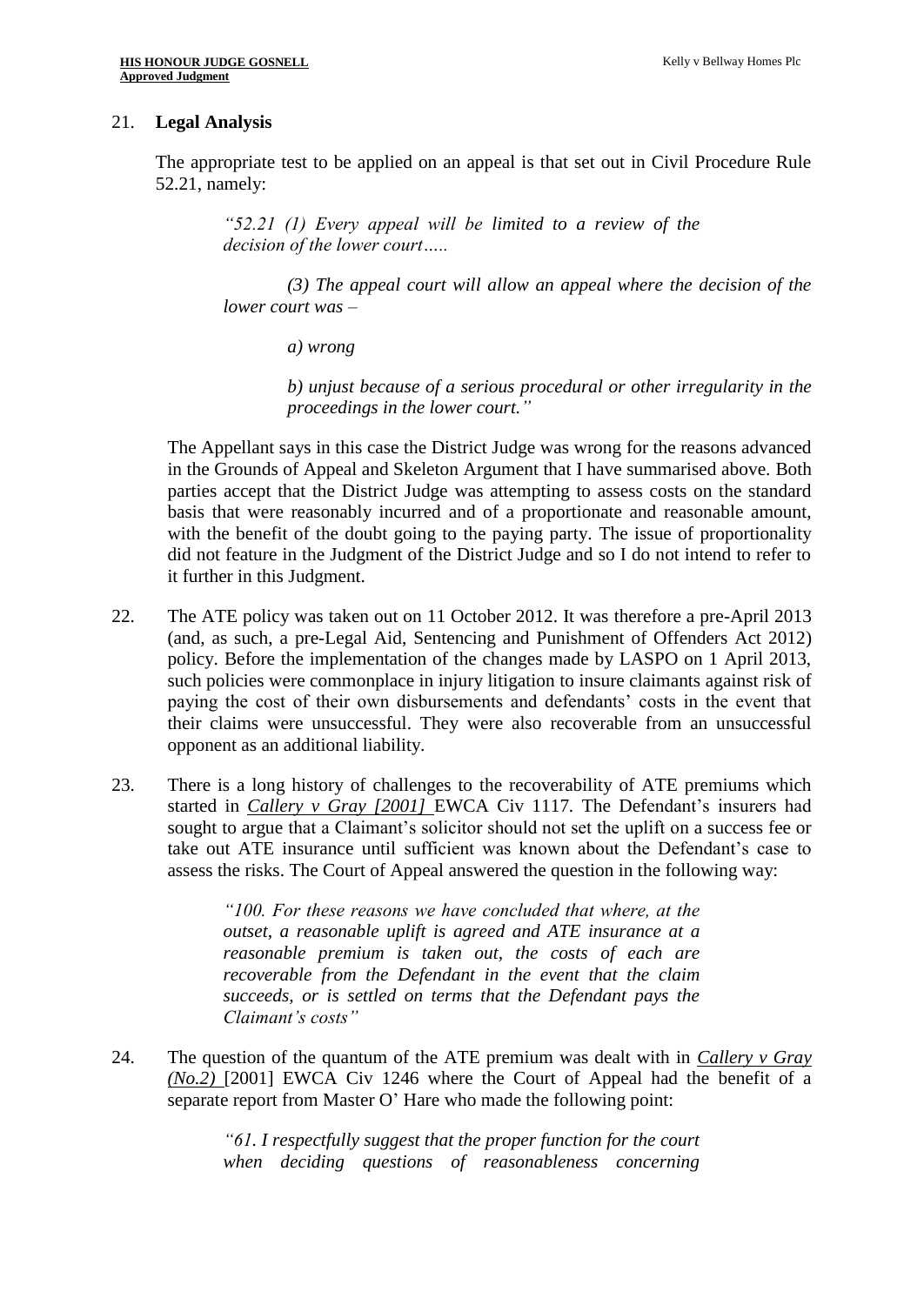21. **Legal Analysis**

The appropriate test to be applied on an appeal is that set out in Civil Procedure Rule 52.21, namely:

> *"52.21 (1) Every appeal will be limited to a review of the decision of the lower court…..*
>
> *(3) The appeal court will allow an appeal where the decision of the lower court was –*
>
> *a) wrong*
>
> *b) unjust because of a serious procedural or other irregularity in the proceedings in the lower court."*

The Appellant says in this case the District Judge was wrong for the reasons advanced in the Grounds of Appeal and Skeleton Argument that I have summarised above. Both parties accept that the District Judge was attempting to assess costs on the standard basis that were reasonably incurred and of a proportionate and reasonable amount, with the benefit of the doubt going to the paying party. The issue of proportionality did not feature in the Judgment of the District Judge and so I do not intend to refer to it further in this Judgment.

22. The ATE policy was taken out on 11 October 2012. It was therefore a pre-April 2013 (and, as such, a pre-Legal Aid, Sentencing and Punishment of Offenders Act 2012) policy. Before the implementation of the changes made by LASPO on 1 April 2013, such policies were commonplace in injury litigation to insure claimants against risk of paying the cost of their own disbursements and defendants' costs in the event that their claims were unsuccessful. They were also recoverable from an unsuccessful opponent as an additional liability.

23. There is a long history of challenges to the recoverability of ATE premiums which started in *Callery v Gray [2001]* EWCA Civ 1117. The Defendant's insurers had sought to argue that a Claimant's solicitor should not set the uplift on a success fee or take out ATE insurance until sufficient was known about the Defendant's case to assess the risks. The Court of Appeal answered the question in the following way:

> *"100. For these reasons we have concluded that where, at the outset, a reasonable uplift is agreed and ATE insurance at a reasonable premium is taken out, the costs of each are recoverable from the Defendant in the event that the claim succeeds, or is settled on terms that the Defendant pays the Claimant's costs"*

24. The question of the quantum of the ATE premium was dealt with in *Callery v Gray (No.2)* [2001] EWCA Civ 1246 where the Court of Appeal had the benefit of a separate report from Master O' Hare who made the following point:

> *"61. I respectfully suggest that the proper function for the court when deciding questions of reasonableness concerning*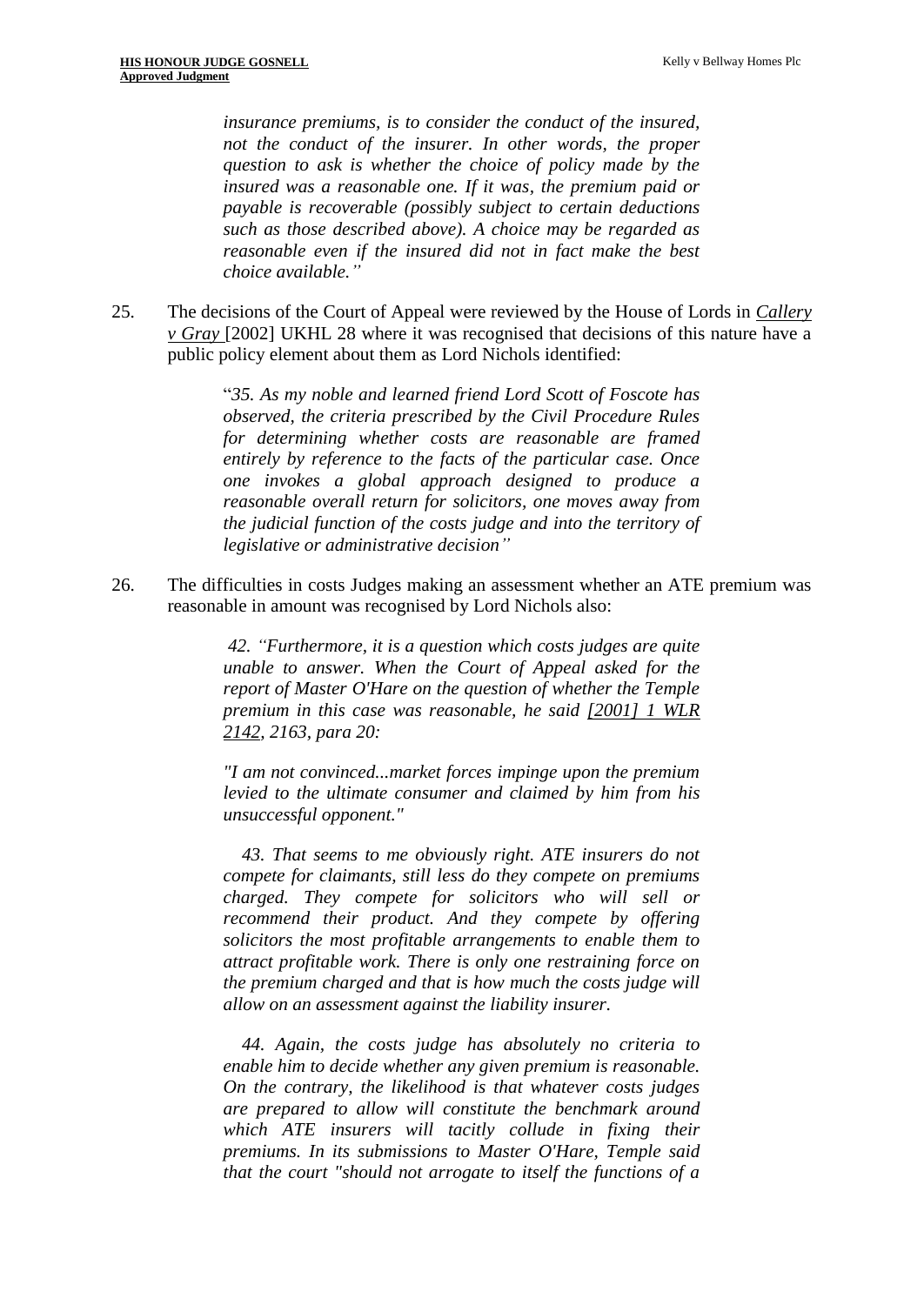> *insurance premiums, is to consider the conduct of the insured, not the conduct of the insurer. In other words, the proper question to ask is whether the choice of policy made by the insured was a reasonable one. If it was, the premium paid or payable is recoverable (possibly subject to certain deductions such as those described above). A choice may be regarded as reasonable even if the insured did not in fact make the best choice available."*

25. The decisions of the Court of Appeal were reviewed by the House of Lords in *Callery v Gray* [2002] UKHL 28 where it was recognised that decisions of this nature have a public policy element about them as Lord Nichols identified:

> "*35. As my noble and learned friend Lord Scott of Foscote has observed, the criteria prescribed by the Civil Procedure Rules for determining whether costs are reasonable are framed entirely by reference to the facts of the particular case. Once one invokes a global approach designed to produce a reasonable overall return for solicitors, one moves away from the judicial function of the costs judge and into the territory of legislative or administrative decision"*

26. The difficulties in costs Judges making an assessment whether an ATE premium was reasonable in amount was recognised by Lord Nichols also:

> *42. "Furthermore, it is a question which costs judges are quite unable to answer. When the Court of Appeal asked for the report of Master O'Hare on the question of whether the Temple premium in this case was reasonable, he said [2001] 1 WLR 2142, 2163, para 20:*
>
> *"I am not convinced...market forces impinge upon the premium levied to the ultimate consumer and claimed by him from his unsuccessful opponent."*
>
> *43. That seems to me obviously right. ATE insurers do not compete for claimants, still less do they compete on premiums charged. They compete for solicitors who will sell or recommend their product. And they compete by offering solicitors the most profitable arrangements to enable them to attract profitable work. There is only one restraining force on the premium charged and that is how much the costs judge will allow on an assessment against the liability insurer.*
>
> *44. Again, the costs judge has absolutely no criteria to enable him to decide whether any given premium is reasonable. On the contrary, the likelihood is that whatever costs judges are prepared to allow will constitute the benchmark around which ATE insurers will tacitly collude in fixing their premiums. In its submissions to Master O'Hare, Temple said that the court "should not arrogate to itself the functions of a*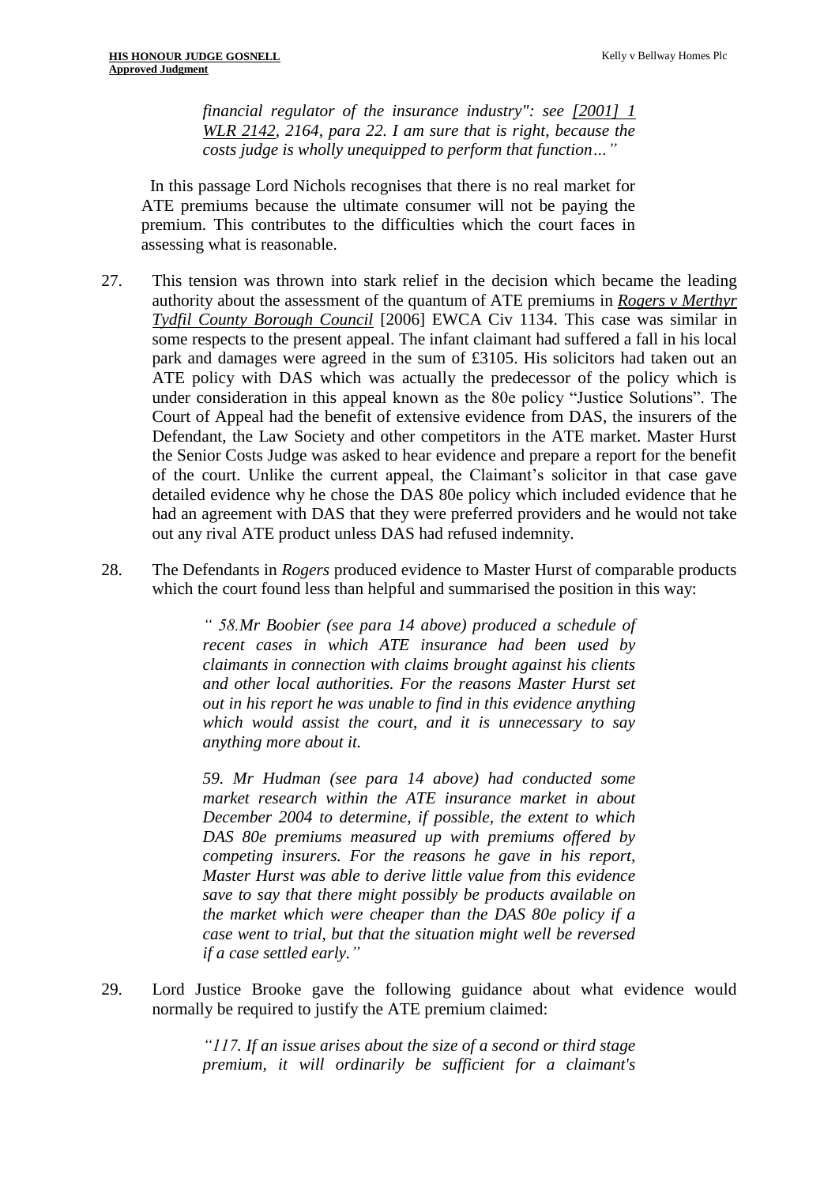> *financial regulator of the insurance industry": see [2001] 1 WLR 2142, 2164, para 22. I am sure that is right, because the costs judge is wholly unequipped to perform that function…"*

In this passage Lord Nichols recognises that there is no real market for ATE premiums because the ultimate consumer will not be paying the premium. This contributes to the difficulties which the court faces in assessing what is reasonable.

27. This tension was thrown into stark relief in the decision which became the leading authority about the assessment of the quantum of ATE premiums in ***Rogers v Merthyr Tydfil County Borough Council*** [2006] EWCA Civ 1134. This case was similar in some respects to the present appeal. The infant claimant had suffered a fall in his local park and damages were agreed in the sum of £3105. His solicitors had taken out an ATE policy with DAS which was actually the predecessor of the policy which is under consideration in this appeal known as the 80e policy "Justice Solutions". The Court of Appeal had the benefit of extensive evidence from DAS, the insurers of the Defendant, the Law Society and other competitors in the ATE market. Master Hurst the Senior Costs Judge was asked to hear evidence and prepare a report for the benefit of the court. Unlike the current appeal, the Claimant's solicitor in that case gave detailed evidence why he chose the DAS 80e policy which included evidence that he had an agreement with DAS that they were preferred providers and he would not take out any rival ATE product unless DAS had refused indemnity.

28. The Defendants in *Rogers* produced evidence to Master Hurst of comparable products which the court found less than helpful and summarised the position in this way:

> *" 58.Mr Boobier (see para 14 above) produced a schedule of recent cases in which ATE insurance had been used by claimants in connection with claims brought against his clients and other local authorities. For the reasons Master Hurst set out in his report he was unable to find in this evidence anything which would assist the court, and it is unnecessary to say anything more about it.*
>
> *59. Mr Hudman (see para 14 above) had conducted some market research within the ATE insurance market in about December 2004 to determine, if possible, the extent to which DAS 80e premiums measured up with premiums offered by competing insurers. For the reasons he gave in his report, Master Hurst was able to derive little value from this evidence save to say that there might possibly be products available on the market which were cheaper than the DAS 80e policy if a case went to trial, but that the situation might well be reversed if a case settled early."*

29. Lord Justice Brooke gave the following guidance about what evidence would normally be required to justify the ATE premium claimed:

> *"117. If an issue arises about the size of a second or third stage premium, it will ordinarily be sufficient for a claimant's*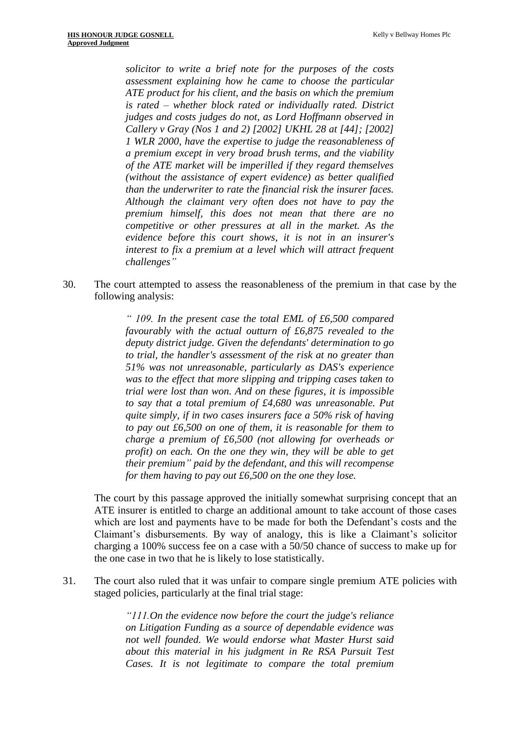> *solicitor to write a brief note for the purposes of the costs assessment explaining how he came to choose the particular ATE product for his client, and the basis on which the premium is rated – whether block rated or individually rated. District judges and costs judges do not, as Lord Hoffmann observed in Callery v Gray (Nos 1 and 2) [2002] UKHL 28 at [44]; [2002] 1 WLR 2000, have the expertise to judge the reasonableness of a premium except in very broad brush terms, and the viability of the ATE market will be imperilled if they regard themselves (without the assistance of expert evidence) as better qualified than the underwriter to rate the financial risk the insurer faces. Although the claimant very often does not have to pay the premium himself, this does not mean that there are no competitive or other pressures at all in the market. As the evidence before this court shows, it is not in an insurer's interest to fix a premium at a level which will attract frequent challenges"*

30. The court attempted to assess the reasonableness of the premium in that case by the following analysis:

> *" 109. In the present case the total EML of £6,500 compared favourably with the actual outturn of £6,875 revealed to the deputy district judge. Given the defendants' determination to go to trial, the handler's assessment of the risk at no greater than 51% was not unreasonable, particularly as DAS's experience was to the effect that more slipping and tripping cases taken to trial were lost than won. And on these figures, it is impossible to say that a total premium of £4,680 was unreasonable. Put quite simply, if in two cases insurers face a 50% risk of having to pay out £6,500 on one of them, it is reasonable for them to charge a premium of £6,500 (not allowing for overheads or profit) on each. On the one they win, they will be able to get their premium" paid by the defendant, and this will recompense for them having to pay out £6,500 on the one they lose.*

The court by this passage approved the initially somewhat surprising concept that an ATE insurer is entitled to charge an additional amount to take account of those cases which are lost and payments have to be made for both the Defendant's costs and the Claimant's disbursements. By way of analogy, this is like a Claimant's solicitor charging a 100% success fee on a case with a 50/50 chance of success to make up for the one case in two that he is likely to lose statistically.

31. The court also ruled that it was unfair to compare single premium ATE policies with staged policies, particularly at the final trial stage:

> *"111.On the evidence now before the court the judge's reliance on Litigation Funding as a source of dependable evidence was not well founded. We would endorse what Master Hurst said about this material in his judgment in Re RSA Pursuit Test Cases. It is not legitimate to compare the total premium*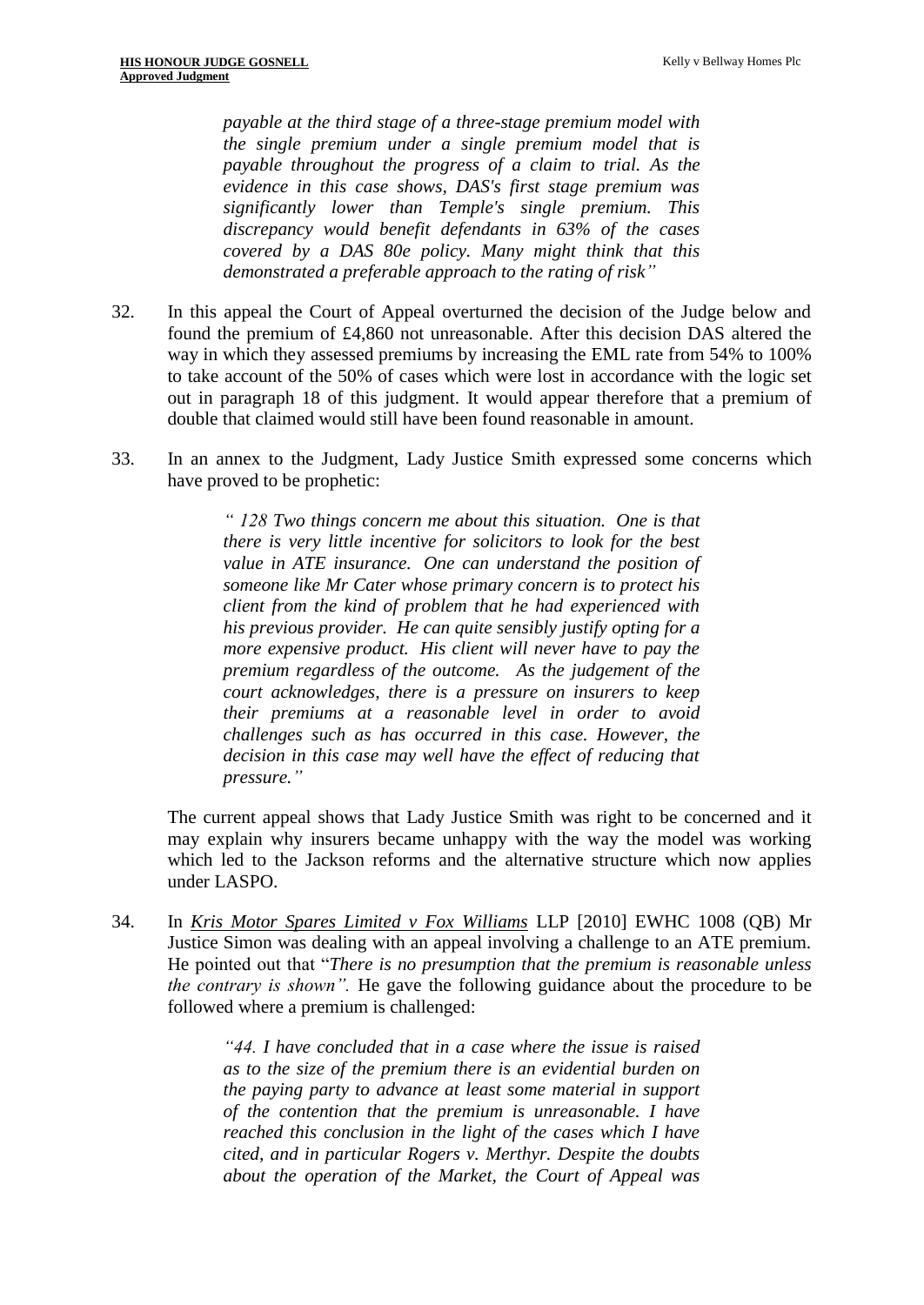> *payable at the third stage of a three-stage premium model with the single premium under a single premium model that is payable throughout the progress of a claim to trial. As the evidence in this case shows, DAS's first stage premium was significantly lower than Temple's single premium. This discrepancy would benefit defendants in 63% of the cases covered by a DAS 80e policy. Many might think that this demonstrated a preferable approach to the rating of risk"*

32. In this appeal the Court of Appeal overturned the decision of the Judge below and found the premium of £4,860 not unreasonable. After this decision DAS altered the way in which they assessed premiums by increasing the EML rate from 54% to 100% to take account of the 50% of cases which were lost in accordance with the logic set out in paragraph 18 of this judgment. It would appear therefore that a premium of double that claimed would still have been found reasonable in amount.

33. In an annex to the Judgment, Lady Justice Smith expressed some concerns which have proved to be prophetic:

> *" 128 Two things concern me about this situation. One is that there is very little incentive for solicitors to look for the best value in ATE insurance. One can understand the position of someone like Mr Cater whose primary concern is to protect his client from the kind of problem that he had experienced with his previous provider. He can quite sensibly justify opting for a more expensive product. His client will never have to pay the premium regardless of the outcome. As the judgement of the court acknowledges, there is a pressure on insurers to keep their premiums at a reasonable level in order to avoid challenges such as has occurred in this case. However, the decision in this case may well have the effect of reducing that pressure."*

The current appeal shows that Lady Justice Smith was right to be concerned and it may explain why insurers became unhappy with the way the model was working which led to the Jackson reforms and the alternative structure which now applies under LASPO.

34. In *Kris Motor Spares Limited v Fox Williams* LLP [2010] EWHC 1008 (QB) Mr Justice Simon was dealing with an appeal involving a challenge to an ATE premium. He pointed out that "*There is no presumption that the premium is reasonable unless the contrary is shown".* He gave the following guidance about the procedure to be followed where a premium is challenged:

> *"44. I have concluded that in a case where the issue is raised as to the size of the premium there is an evidential burden on the paying party to advance at least some material in support of the contention that the premium is unreasonable. I have reached this conclusion in the light of the cases which I have cited, and in particular Rogers v. Merthyr. Despite the doubts about the operation of the Market, the Court of Appeal was*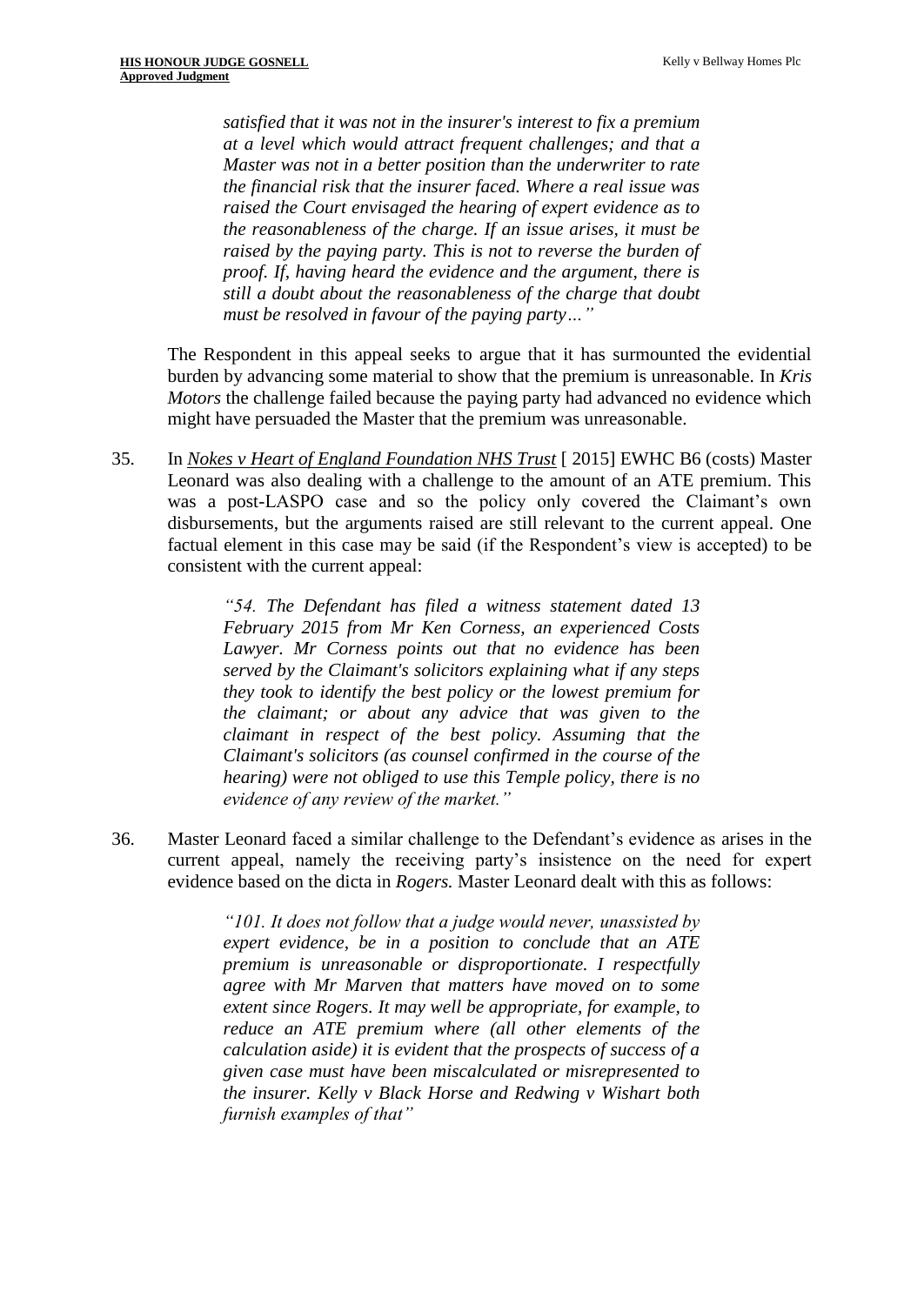> *satisfied that it was not in the insurer's interest to fix a premium at a level which would attract frequent challenges; and that a Master was not in a better position than the underwriter to rate the financial risk that the insurer faced. Where a real issue was raised the Court envisaged the hearing of expert evidence as to the reasonableness of the charge. If an issue arises, it must be raised by the paying party. This is not to reverse the burden of proof. If, having heard the evidence and the argument, there is still a doubt about the reasonableness of the charge that doubt must be resolved in favour of the paying party…"*

The Respondent in this appeal seeks to argue that it has surmounted the evidential burden by advancing some material to show that the premium is unreasonable. In *Kris Motors* the challenge failed because the paying party had advanced no evidence which might have persuaded the Master that the premium was unreasonable.

35. In *Nokes v Heart of England Foundation NHS Trust* [ 2015] EWHC B6 (costs) Master Leonard was also dealing with a challenge to the amount of an ATE premium. This was a post-LASPO case and so the policy only covered the Claimant's own disbursements, but the arguments raised are still relevant to the current appeal. One factual element in this case may be said (if the Respondent's view is accepted) to be consistent with the current appeal:

> *"54. The Defendant has filed a witness statement dated 13 February 2015 from Mr Ken Corness, an experienced Costs Lawyer. Mr Corness points out that no evidence has been served by the Claimant's solicitors explaining what if any steps they took to identify the best policy or the lowest premium for the claimant; or about any advice that was given to the claimant in respect of the best policy. Assuming that the Claimant's solicitors (as counsel confirmed in the course of the hearing) were not obliged to use this Temple policy, there is no evidence of any review of the market."*

36. Master Leonard faced a similar challenge to the Defendant's evidence as arises in the current appeal, namely the receiving party's insistence on the need for expert evidence based on the dicta in *Rogers.* Master Leonard dealt with this as follows:

> *"101. It does not follow that a judge would never, unassisted by expert evidence, be in a position to conclude that an ATE premium is unreasonable or disproportionate. I respectfully agree with Mr Marven that matters have moved on to some extent since Rogers. It may well be appropriate, for example, to reduce an ATE premium where (all other elements of the calculation aside) it is evident that the prospects of success of a given case must have been miscalculated or misrepresented to the insurer. Kelly v Black Horse and Redwing v Wishart both furnish examples of that"*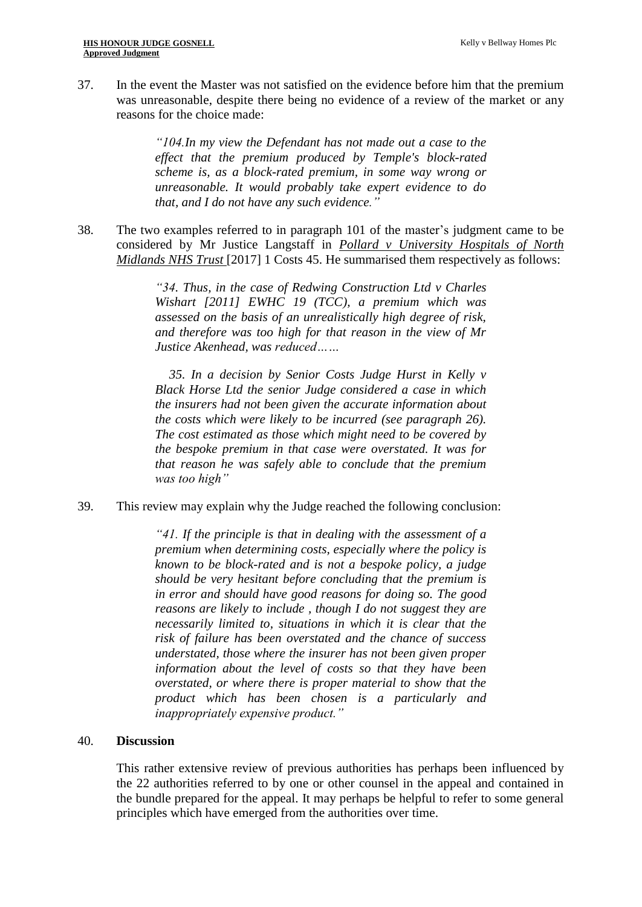37. In the event the Master was not satisfied on the evidence before him that the premium was unreasonable, despite there being no evidence of a review of the market or any reasons for the choice made:

> *"104.In my view the Defendant has not made out a case to the effect that the premium produced by Temple's block-rated scheme is, as a block-rated premium, in some way wrong or unreasonable. It would probably take expert evidence to do that, and I do not have any such evidence."*

38. The two examples referred to in paragraph 101 of the master's judgment came to be considered by Mr Justice Langstaff in *Pollard v University Hospitals of North Midlands NHS Trust* [2017] 1 Costs 45. He summarised them respectively as follows:

> *"34. Thus, in the case of Redwing Construction Ltd v Charles Wishart [2011] EWHC 19 (TCC), a premium which was assessed on the basis of an unrealistically high degree of risk, and therefore was too high for that reason in the view of Mr Justice Akenhead, was reduced……*
>
> *35. In a decision by Senior Costs Judge Hurst in Kelly v Black Horse Ltd the senior Judge considered a case in which the insurers had not been given the accurate information about the costs which were likely to be incurred (see paragraph 26). The cost estimated as those which might need to be covered by the bespoke premium in that case were overstated. It was for that reason he was safely able to conclude that the premium was too high"*

39. This review may explain why the Judge reached the following conclusion:

> *"41. If the principle is that in dealing with the assessment of a premium when determining costs, especially where the policy is known to be block-rated and is not a bespoke policy, a judge should be very hesitant before concluding that the premium is in error and should have good reasons for doing so. The good reasons are likely to include , though I do not suggest they are necessarily limited to, situations in which it is clear that the risk of failure has been overstated and the chance of success understated, those where the insurer has not been given proper information about the level of costs so that they have been overstated, or where there is proper material to show that the product which has been chosen is a particularly and inappropriately expensive product."*

40. **Discussion**

This rather extensive review of previous authorities has perhaps been influenced by the 22 authorities referred to by one or other counsel in the appeal and contained in the bundle prepared for the appeal. It may perhaps be helpful to refer to some general principles which have emerged from the authorities over time.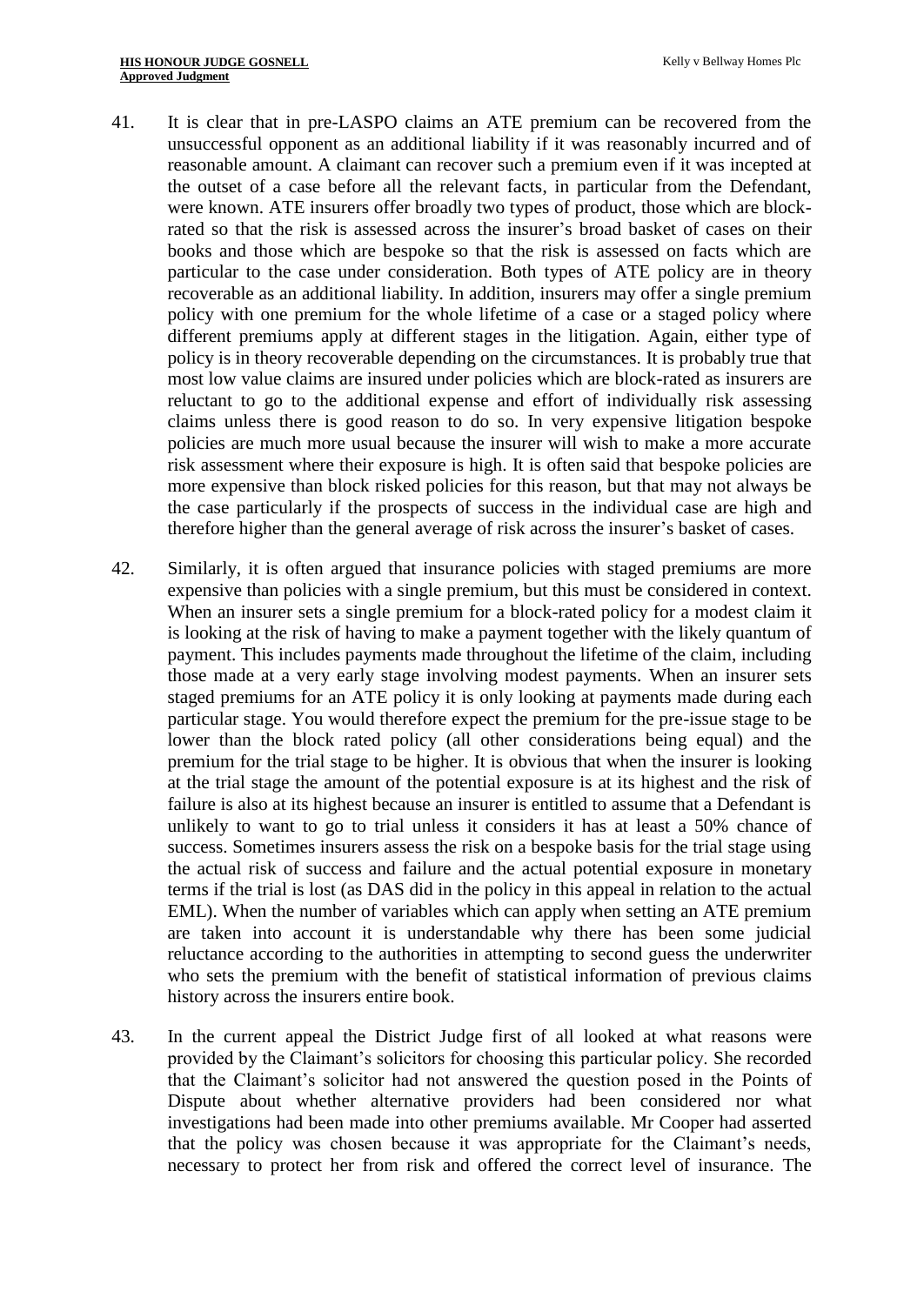41. It is clear that in pre-LASPO claims an ATE premium can be recovered from the unsuccessful opponent as an additional liability if it was reasonably incurred and of reasonable amount. A claimant can recover such a premium even if it was incepted at the outset of a case before all the relevant facts, in particular from the Defendant, were known. ATE insurers offer broadly two types of product, those which are block-rated so that the risk is assessed across the insurer's broad basket of cases on their books and those which are bespoke so that the risk is assessed on facts which are particular to the case under consideration. Both types of ATE policy are in theory recoverable as an additional liability. In addition, insurers may offer a single premium policy with one premium for the whole lifetime of a case or a staged policy where different premiums apply at different stages in the litigation. Again, either type of policy is in theory recoverable depending on the circumstances. It is probably true that most low value claims are insured under policies which are block-rated as insurers are reluctant to go to the additional expense and effort of individually risk assessing claims unless there is good reason to do so. In very expensive litigation bespoke policies are much more usual because the insurer will wish to make a more accurate risk assessment where their exposure is high. It is often said that bespoke policies are more expensive than block risked policies for this reason, but that may not always be the case particularly if the prospects of success in the individual case are high and therefore higher than the general average of risk across the insurer's basket of cases.

42. Similarly, it is often argued that insurance policies with staged premiums are more expensive than policies with a single premium, but this must be considered in context. When an insurer sets a single premium for a block-rated policy for a modest claim it is looking at the risk of having to make a payment together with the likely quantum of payment. This includes payments made throughout the lifetime of the claim, including those made at a very early stage involving modest payments. When an insurer sets staged premiums for an ATE policy it is only looking at payments made during each particular stage. You would therefore expect the premium for the pre-issue stage to be lower than the block rated policy (all other considerations being equal) and the premium for the trial stage to be higher. It is obvious that when the insurer is looking at the trial stage the amount of the potential exposure is at its highest and the risk of failure is also at its highest because an insurer is entitled to assume that a Defendant is unlikely to want to go to trial unless it considers it has at least a 50% chance of success. Sometimes insurers assess the risk on a bespoke basis for the trial stage using the actual risk of success and failure and the actual potential exposure in monetary terms if the trial is lost (as DAS did in the policy in this appeal in relation to the actual EML). When the number of variables which can apply when setting an ATE premium are taken into account it is understandable why there has been some judicial reluctance according to the authorities in attempting to second guess the underwriter who sets the premium with the benefit of statistical information of previous claims history across the insurers entire book.

43. In the current appeal the District Judge first of all looked at what reasons were provided by the Claimant's solicitors for choosing this particular policy. She recorded that the Claimant's solicitor had not answered the question posed in the Points of Dispute about whether alternative providers had been considered nor what investigations had been made into other premiums available. Mr Cooper had asserted that the policy was chosen because it was appropriate for the Claimant's needs, necessary to protect her from risk and offered the correct level of insurance. The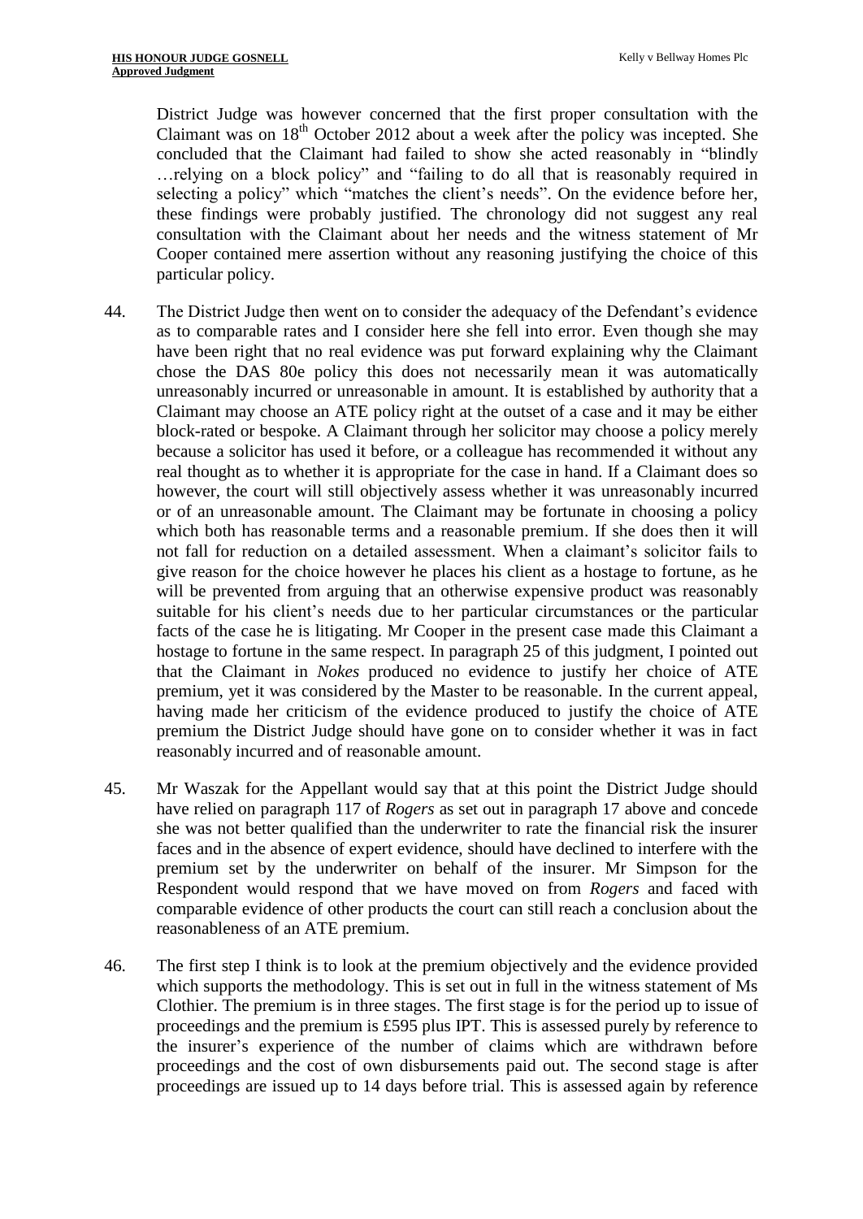District Judge was however concerned that the first proper consultation with the Claimant was on 18th October 2012 about a week after the policy was incepted. She concluded that the Claimant had failed to show she acted reasonably in "blindly …relying on a block policy" and "failing to do all that is reasonably required in selecting a policy" which "matches the client's needs". On the evidence before her, these findings were probably justified. The chronology did not suggest any real consultation with the Claimant about her needs and the witness statement of Mr Cooper contained mere assertion without any reasoning justifying the choice of this particular policy.

44. The District Judge then went on to consider the adequacy of the Defendant's evidence as to comparable rates and I consider here she fell into error. Even though she may have been right that no real evidence was put forward explaining why the Claimant chose the DAS 80e policy this does not necessarily mean it was automatically unreasonably incurred or unreasonable in amount. It is established by authority that a Claimant may choose an ATE policy right at the outset of a case and it may be either block-rated or bespoke. A Claimant through her solicitor may choose a policy merely because a solicitor has used it before, or a colleague has recommended it without any real thought as to whether it is appropriate for the case in hand. If a Claimant does so however, the court will still objectively assess whether it was unreasonably incurred or of an unreasonable amount. The Claimant may be fortunate in choosing a policy which both has reasonable terms and a reasonable premium. If she does then it will not fall for reduction on a detailed assessment. When a claimant's solicitor fails to give reason for the choice however he places his client as a hostage to fortune, as he will be prevented from arguing that an otherwise expensive product was reasonably suitable for his client's needs due to her particular circumstances or the particular facts of the case he is litigating. Mr Cooper in the present case made this Claimant a hostage to fortune in the same respect. In paragraph 25 of this judgment, I pointed out that the Claimant in *Nokes* produced no evidence to justify her choice of ATE premium, yet it was considered by the Master to be reasonable. In the current appeal, having made her criticism of the evidence produced to justify the choice of ATE premium the District Judge should have gone on to consider whether it was in fact reasonably incurred and of reasonable amount.

45. Mr Waszak for the Appellant would say that at this point the District Judge should have relied on paragraph 117 of *Rogers* as set out in paragraph 17 above and concede she was not better qualified than the underwriter to rate the financial risk the insurer faces and in the absence of expert evidence, should have declined to interfere with the premium set by the underwriter on behalf of the insurer. Mr Simpson for the Respondent would respond that we have moved on from *Rogers* and faced with comparable evidence of other products the court can still reach a conclusion about the reasonableness of an ATE premium.

46. The first step I think is to look at the premium objectively and the evidence provided which supports the methodology. This is set out in full in the witness statement of Ms Clothier. The premium is in three stages. The first stage is for the period up to issue of proceedings and the premium is £595 plus IPT. This is assessed purely by reference to the insurer's experience of the number of claims which are withdrawn before proceedings and the cost of own disbursements paid out. The second stage is after proceedings are issued up to 14 days before trial. This is assessed again by reference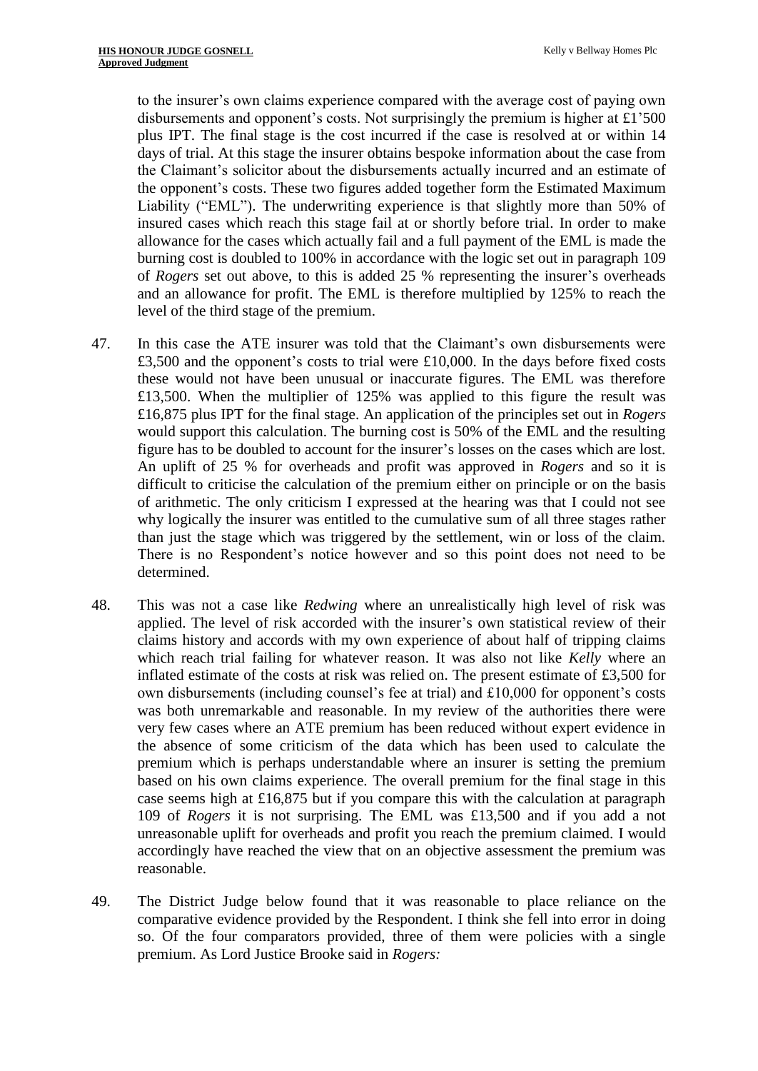to the insurer's own claims experience compared with the average cost of paying own disbursements and opponent's costs. Not surprisingly the premium is higher at £1'500 plus IPT. The final stage is the cost incurred if the case is resolved at or within 14 days of trial. At this stage the insurer obtains bespoke information about the case from the Claimant's solicitor about the disbursements actually incurred and an estimate of the opponent's costs. These two figures added together form the Estimated Maximum Liability ("EML"). The underwriting experience is that slightly more than 50% of insured cases which reach this stage fail at or shortly before trial. In order to make allowance for the cases which actually fail and a full payment of the EML is made the burning cost is doubled to 100% in accordance with the logic set out in paragraph 109 of *Rogers* set out above, to this is added 25 % representing the insurer's overheads and an allowance for profit. The EML is therefore multiplied by 125% to reach the level of the third stage of the premium.

47. In this case the ATE insurer was told that the Claimant's own disbursements were £3,500 and the opponent's costs to trial were £10,000. In the days before fixed costs these would not have been unusual or inaccurate figures. The EML was therefore £13,500. When the multiplier of 125% was applied to this figure the result was £16,875 plus IPT for the final stage. An application of the principles set out in *Rogers* would support this calculation. The burning cost is 50% of the EML and the resulting figure has to be doubled to account for the insurer's losses on the cases which are lost. An uplift of 25 % for overheads and profit was approved in *Rogers* and so it is difficult to criticise the calculation of the premium either on principle or on the basis of arithmetic. The only criticism I expressed at the hearing was that I could not see why logically the insurer was entitled to the cumulative sum of all three stages rather than just the stage which was triggered by the settlement, win or loss of the claim. There is no Respondent's notice however and so this point does not need to be determined.

48. This was not a case like *Redwing* where an unrealistically high level of risk was applied. The level of risk accorded with the insurer's own statistical review of their claims history and accords with my own experience of about half of tripping claims which reach trial failing for whatever reason. It was also not like *Kelly* where an inflated estimate of the costs at risk was relied on. The present estimate of £3,500 for own disbursements (including counsel's fee at trial) and £10,000 for opponent's costs was both unremarkable and reasonable. In my review of the authorities there were very few cases where an ATE premium has been reduced without expert evidence in the absence of some criticism of the data which has been used to calculate the premium which is perhaps understandable where an insurer is setting the premium based on his own claims experience. The overall premium for the final stage in this case seems high at £16,875 but if you compare this with the calculation at paragraph 109 of *Rogers* it is not surprising. The EML was £13,500 and if you add a not unreasonable uplift for overheads and profit you reach the premium claimed. I would accordingly have reached the view that on an objective assessment the premium was reasonable.

49. The District Judge below found that it was reasonable to place reliance on the comparative evidence provided by the Respondent. I think she fell into error in doing so. Of the four comparators provided, three of them were policies with a single premium. As Lord Justice Brooke said in *Rogers:*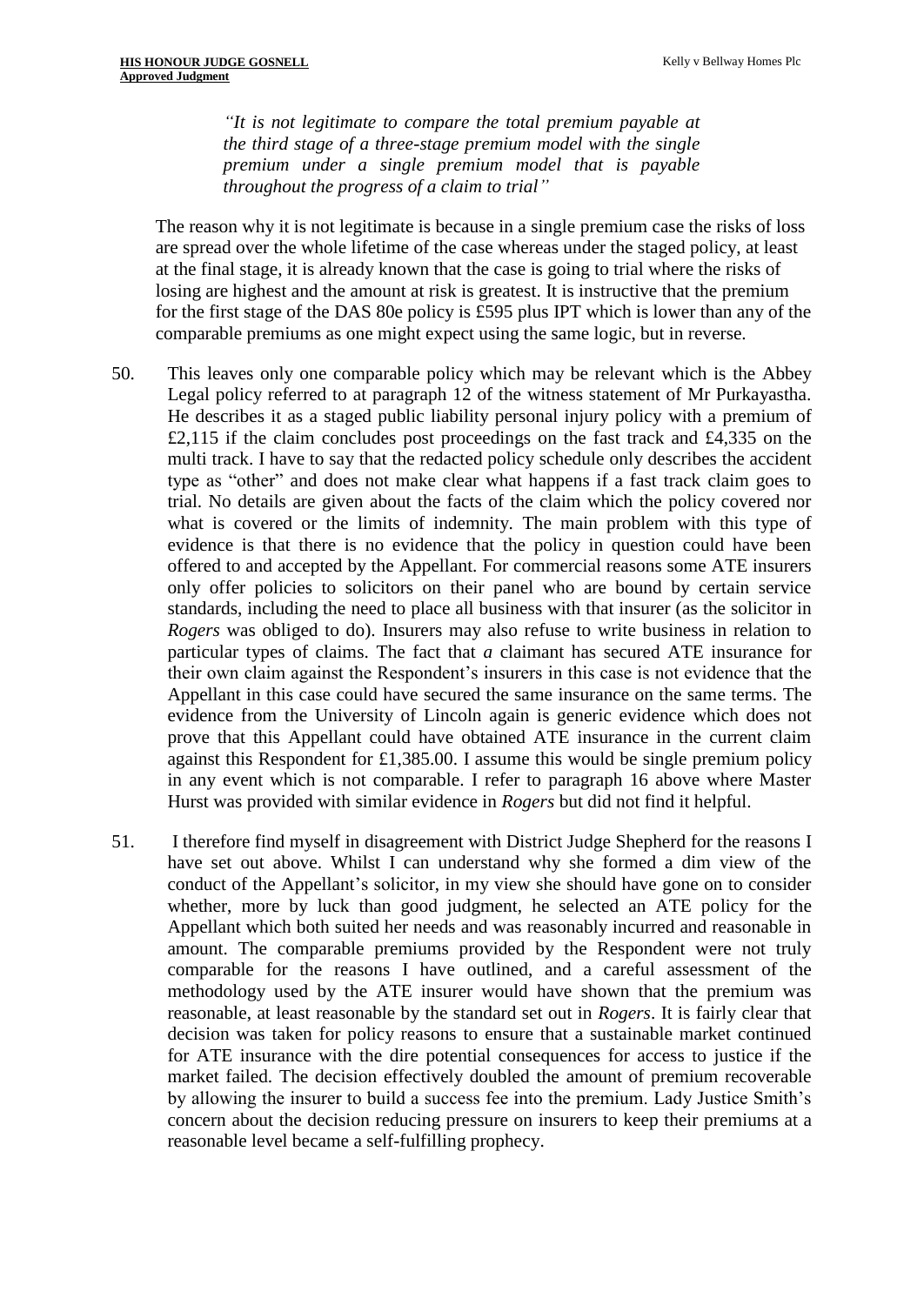> *"It is not legitimate to compare the total premium payable at the third stage of a three-stage premium model with the single premium under a single premium model that is payable throughout the progress of a claim to trial"*

The reason why it is not legitimate is because in a single premium case the risks of loss are spread over the whole lifetime of the case whereas under the staged policy, at least at the final stage, it is already known that the case is going to trial where the risks of losing are highest and the amount at risk is greatest. It is instructive that the premium for the first stage of the DAS 80e policy is £595 plus IPT which is lower than any of the comparable premiums as one might expect using the same logic, but in reverse.

50. This leaves only one comparable policy which may be relevant which is the Abbey Legal policy referred to at paragraph 12 of the witness statement of Mr Purkayastha. He describes it as a staged public liability personal injury policy with a premium of £2,115 if the claim concludes post proceedings on the fast track and £4,335 on the multi track. I have to say that the redacted policy schedule only describes the accident type as "other" and does not make clear what happens if a fast track claim goes to trial. No details are given about the facts of the claim which the policy covered nor what is covered or the limits of indemnity. The main problem with this type of evidence is that there is no evidence that the policy in question could have been offered to and accepted by the Appellant. For commercial reasons some ATE insurers only offer policies to solicitors on their panel who are bound by certain service standards, including the need to place all business with that insurer (as the solicitor in *Rogers* was obliged to do). Insurers may also refuse to write business in relation to particular types of claims. The fact that *a* claimant has secured ATE insurance for their own claim against the Respondent's insurers in this case is not evidence that the Appellant in this case could have secured the same insurance on the same terms. The evidence from the University of Lincoln again is generic evidence which does not prove that this Appellant could have obtained ATE insurance in the current claim against this Respondent for £1,385.00. I assume this would be single premium policy in any event which is not comparable. I refer to paragraph 16 above where Master Hurst was provided with similar evidence in *Rogers* but did not find it helpful.

51. I therefore find myself in disagreement with District Judge Shepherd for the reasons I have set out above. Whilst I can understand why she formed a dim view of the conduct of the Appellant's solicitor, in my view she should have gone on to consider whether, more by luck than good judgment, he selected an ATE policy for the Appellant which both suited her needs and was reasonably incurred and reasonable in amount. The comparable premiums provided by the Respondent were not truly comparable for the reasons I have outlined, and a careful assessment of the methodology used by the ATE insurer would have shown that the premium was reasonable, at least reasonable by the standard set out in *Rogers*. It is fairly clear that decision was taken for policy reasons to ensure that a sustainable market continued for ATE insurance with the dire potential consequences for access to justice if the market failed. The decision effectively doubled the amount of premium recoverable by allowing the insurer to build a success fee into the premium. Lady Justice Smith's concern about the decision reducing pressure on insurers to keep their premiums at a reasonable level became a self-fulfilling prophecy.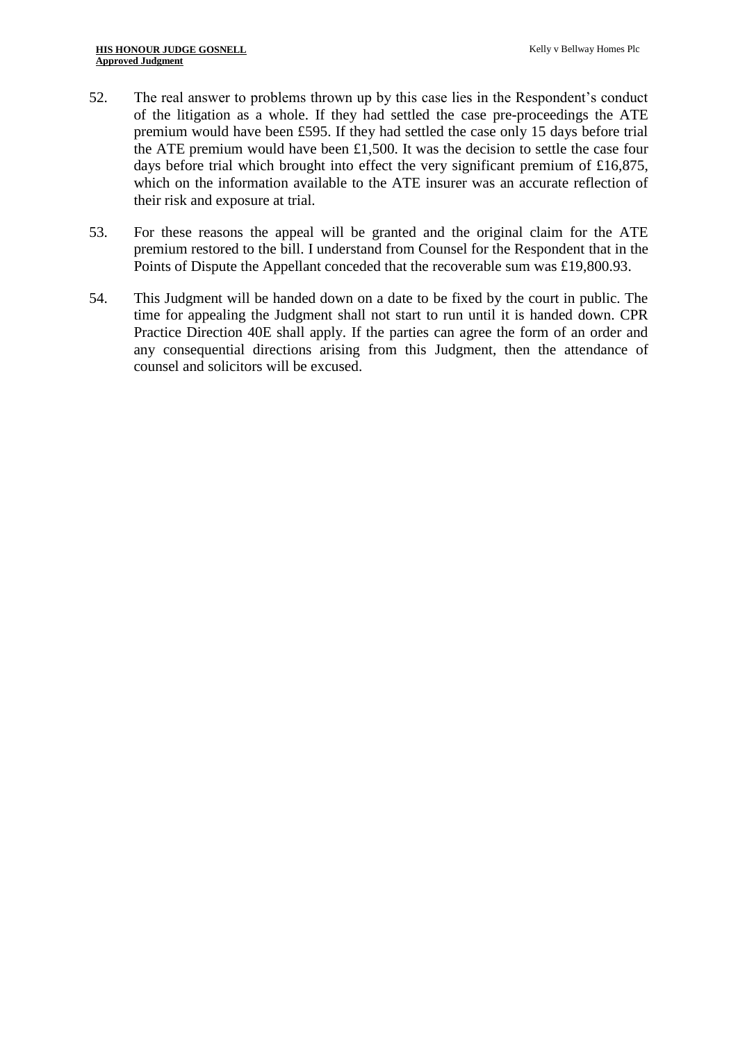52. The real answer to problems thrown up by this case lies in the Respondent's conduct of the litigation as a whole. If they had settled the case pre-proceedings the ATE premium would have been £595. If they had settled the case only 15 days before trial the ATE premium would have been £1,500. It was the decision to settle the case four days before trial which brought into effect the very significant premium of £16,875, which on the information available to the ATE insurer was an accurate reflection of their risk and exposure at trial.

53. For these reasons the appeal will be granted and the original claim for the ATE premium restored to the bill. I understand from Counsel for the Respondent that in the Points of Dispute the Appellant conceded that the recoverable sum was £19,800.93.

54. This Judgment will be handed down on a date to be fixed by the court in public. The time for appealing the Judgment shall not start to run until it is handed down. CPR Practice Direction 40E shall apply. If the parties can agree the form of an order and any consequential directions arising from this Judgment, then the attendance of counsel and solicitors will be excused.